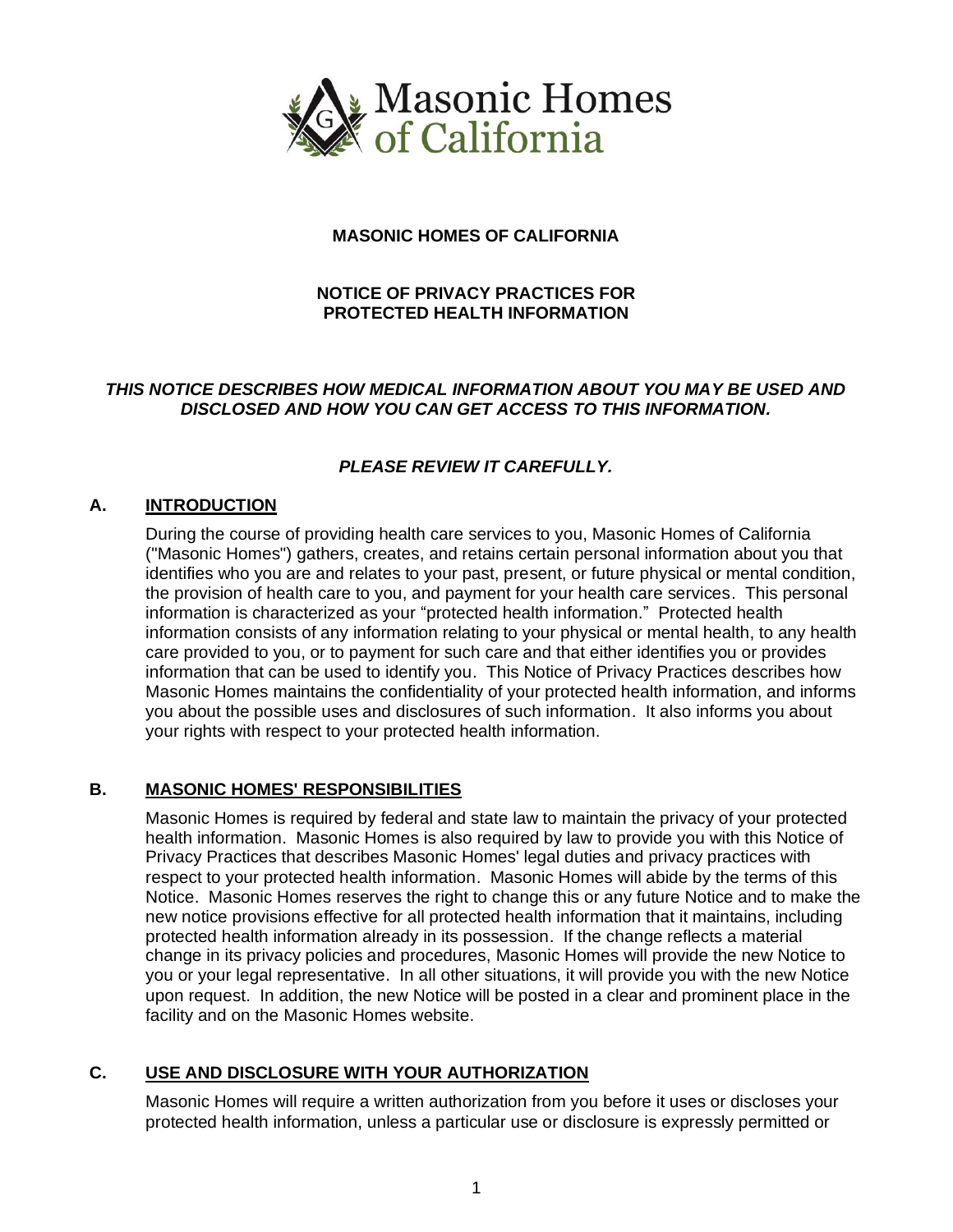# MASONIC HOMES OF CALIFORNIA

## NOTICE OF PRIVACY PRACTICES FOR PROTECTED HEALTH INFORMATION

***THIS NOTICE DESCRIBES HOW MEDICAL INFORMATION ABOUT YOU MAY BE USED AND DISCLOSED AND HOW YOU CAN GET ACCESS TO THIS INFORMATION.***

***PLEASE REVIEW IT CAREFULLY.***

## A. INTRODUCTION

During the course of providing health care services to you, Masonic Homes of California ("Masonic Homes") gathers, creates, and retains certain personal information about you that identifies who you are and relates to your past, present, or future physical or mental condition, the provision of health care to you, and payment for your health care services. This personal information is characterized as your "protected health information." Protected health information consists of any information relating to your physical or mental health, to any health care provided to you, or to payment for such care and that either identifies you or provides information that can be used to identify you. This Notice of Privacy Practices describes how Masonic Homes maintains the confidentiality of your protected health information, and informs you about the possible uses and disclosures of such information. It also informs you about your rights with respect to your protected health information.

## B. MASONIC HOMES' RESPONSIBILITIES

Masonic Homes is required by federal and state law to maintain the privacy of your protected health information. Masonic Homes is also required by law to provide you with this Notice of Privacy Practices that describes Masonic Homes' legal duties and privacy practices with respect to your protected health information. Masonic Homes will abide by the terms of this Notice. Masonic Homes reserves the right to change this or any future Notice and to make the new notice provisions effective for all protected health information that it maintains, including protected health information already in its possession. If the change reflects a material change in its privacy policies and procedures, Masonic Homes will provide the new Notice to you or your legal representative. In all other situations, it will provide you with the new Notice upon request. In addition, the new Notice will be posted in a clear and prominent place in the facility and on the Masonic Homes website.

## C. USE AND DISCLOSURE WITH YOUR AUTHORIZATION

Masonic Homes will require a written authorization from you before it uses or discloses your protected health information, unless a particular use or disclosure is expressly permitted or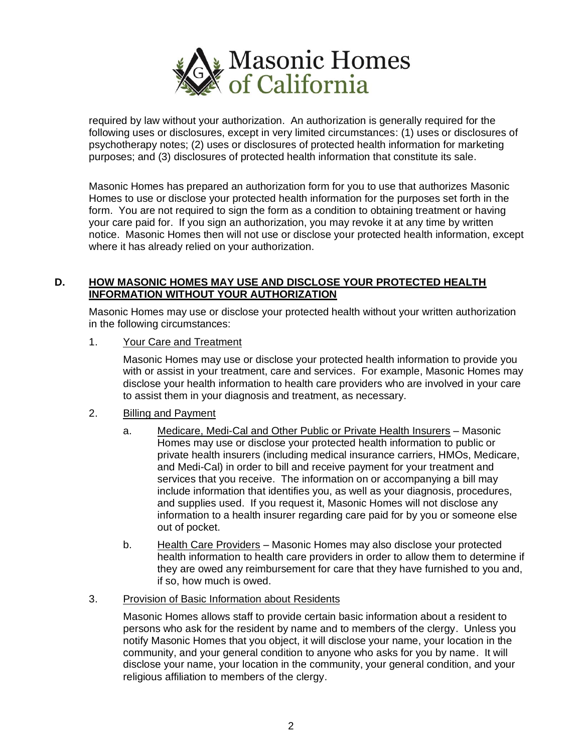required by law without your authorization. An authorization is generally required for the following uses or disclosures, except in very limited circumstances: (1) uses or disclosures of psychotherapy notes; (2) uses or disclosures of protected health information for marketing purposes; and (3) disclosures of protected health information that constitute its sale.

Masonic Homes has prepared an authorization form for you to use that authorizes Masonic Homes to use or disclose your protected health information for the purposes set forth in the form. You are not required to sign the form as a condition to obtaining treatment or having your care paid for. If you sign an authorization, you may revoke it at any time by written notice. Masonic Homes then will not use or disclose your protected health information, except where it has already relied on your authorization.

## D. HOW MASONIC HOMES MAY USE AND DISCLOSE YOUR PROTECTED HEALTH INFORMATION WITHOUT YOUR AUTHORIZATION

Masonic Homes may use or disclose your protected health without your written authorization in the following circumstances:

1. Your Care and Treatment

   Masonic Homes may use or disclose your protected health information to provide you with or assist in your treatment, care and services. For example, Masonic Homes may disclose your health information to health care providers who are involved in your care to assist them in your diagnosis and treatment, as necessary.

2. Billing and Payment

   a. Medicare, Medi-Cal and Other Public or Private Health Insurers – Masonic Homes may use or disclose your protected health information to public or private health insurers (including medical insurance carriers, HMOs, Medicare, and Medi-Cal) in order to bill and receive payment for your treatment and services that you receive. The information on or accompanying a bill may include information that identifies you, as well as your diagnosis, procedures, and supplies used. If you request it, Masonic Homes will not disclose any information to a health insurer regarding care paid for by you or someone else out of pocket.

   b. Health Care Providers – Masonic Homes may also disclose your protected health information to health care providers in order to allow them to determine if they are owed any reimbursement for care that they have furnished to you and, if so, how much is owed.

3. Provision of Basic Information about Residents

   Masonic Homes allows staff to provide certain basic information about a resident to persons who ask for the resident by name and to members of the clergy. Unless you notify Masonic Homes that you object, it will disclose your name, your location in the community, and your general condition to anyone who asks for you by name. It will disclose your name, your location in the community, your general condition, and your religious affiliation to members of the clergy.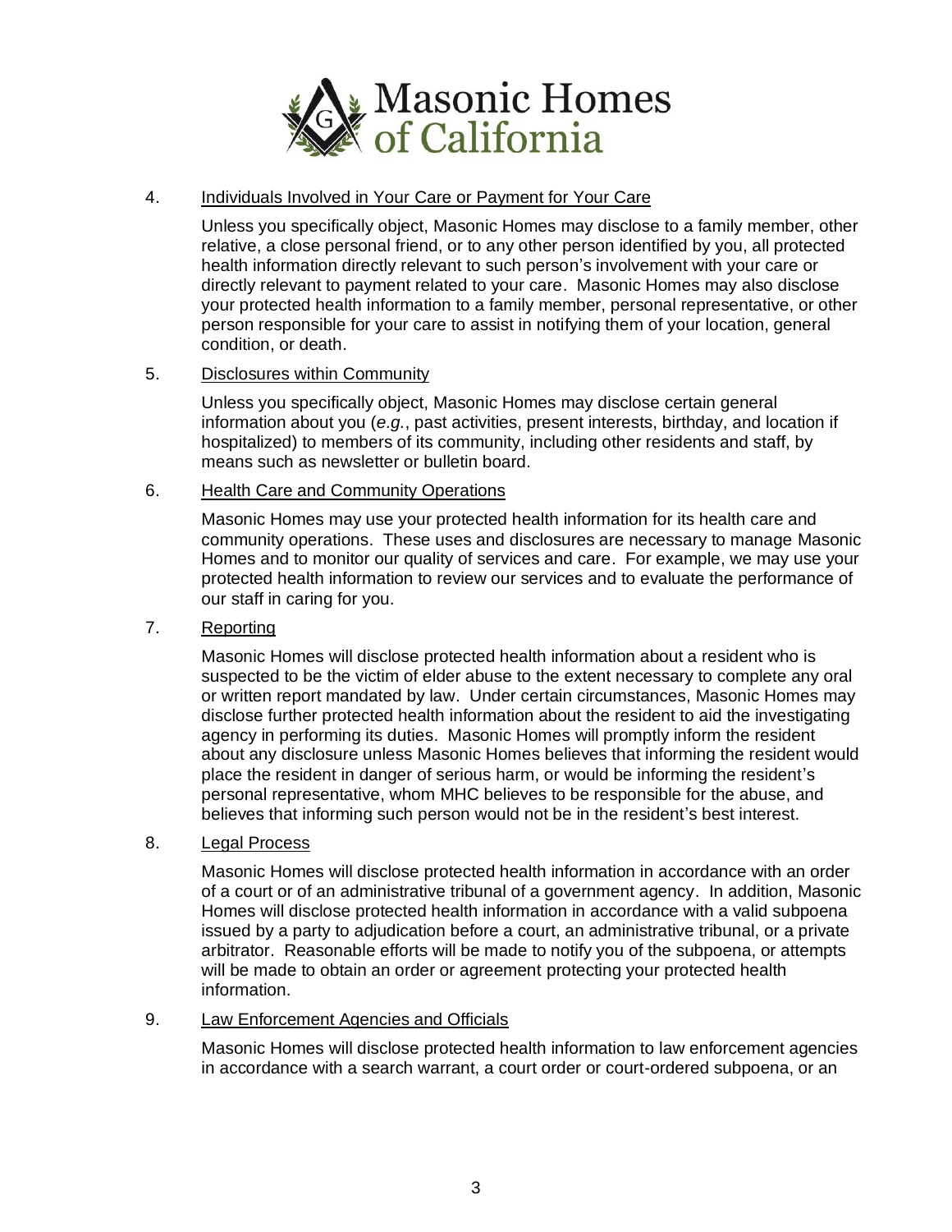4. Individuals Involved in Your Care or Payment for Your Care

   Unless you specifically object, Masonic Homes may disclose to a family member, other relative, a close personal friend, or to any other person identified by you, all protected health information directly relevant to such person's involvement with your care or directly relevant to payment related to your care. Masonic Homes may also disclose your protected health information to a family member, personal representative, or other person responsible for your care to assist in notifying them of your location, general condition, or death.

5. Disclosures within Community

   Unless you specifically object, Masonic Homes may disclose certain general information about you (*e.g.*, past activities, present interests, birthday, and location if hospitalized) to members of its community, including other residents and staff, by means such as newsletter or bulletin board.

6. Health Care and Community Operations

   Masonic Homes may use your protected health information for its health care and community operations. These uses and disclosures are necessary to manage Masonic Homes and to monitor our quality of services and care. For example, we may use your protected health information to review our services and to evaluate the performance of our staff in caring for you.

7. Reporting

   Masonic Homes will disclose protected health information about a resident who is suspected to be the victim of elder abuse to the extent necessary to complete any oral or written report mandated by law. Under certain circumstances, Masonic Homes may disclose further protected health information about the resident to aid the investigating agency in performing its duties. Masonic Homes will promptly inform the resident about any disclosure unless Masonic Homes believes that informing the resident would place the resident in danger of serious harm, or would be informing the resident's personal representative, whom MHC believes to be responsible for the abuse, and believes that informing such person would not be in the resident's best interest.

8. Legal Process

   Masonic Homes will disclose protected health information in accordance with an order of a court or of an administrative tribunal of a government agency. In addition, Masonic Homes will disclose protected health information in accordance with a valid subpoena issued by a party to adjudication before a court, an administrative tribunal, or a private arbitrator. Reasonable efforts will be made to notify you of the subpoena, or attempts will be made to obtain an order or agreement protecting your protected health information.

9. Law Enforcement Agencies and Officials

   Masonic Homes will disclose protected health information to law enforcement agencies in accordance with a search warrant, a court order or court-ordered subpoena, or an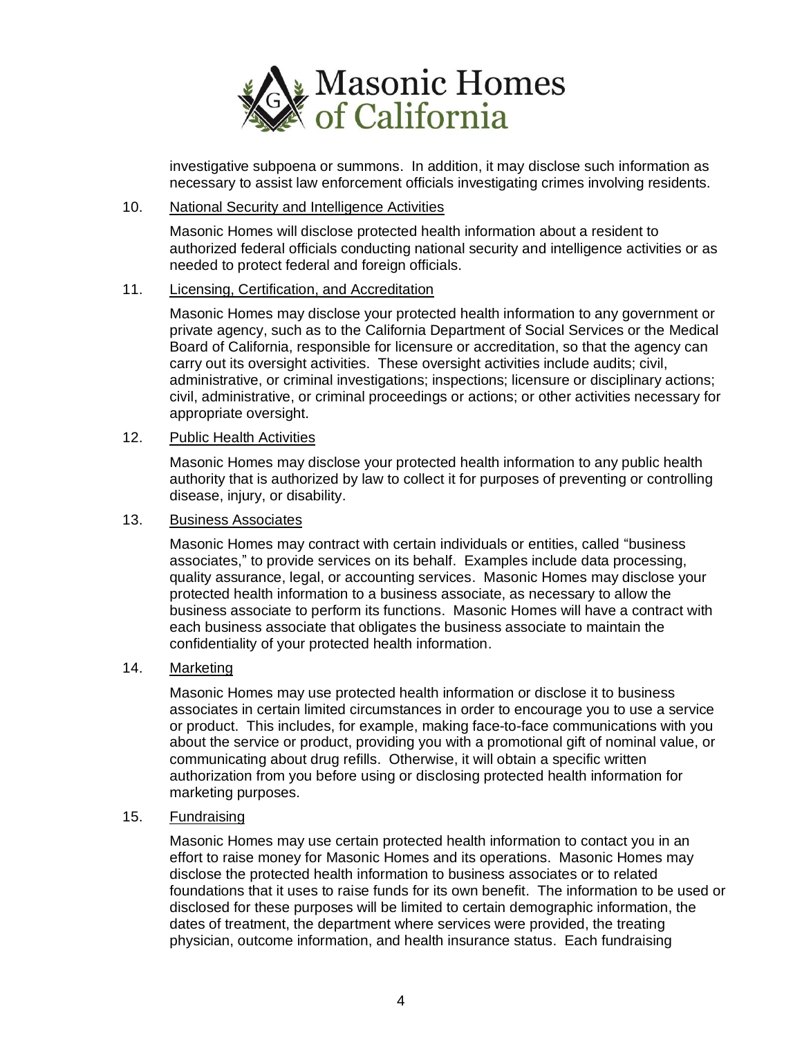investigative subpoena or summons. In addition, it may disclose such information as necessary to assist law enforcement officials investigating crimes involving residents.

10. National Security and Intelligence Activities

    Masonic Homes will disclose protected health information about a resident to authorized federal officials conducting national security and intelligence activities or as needed to protect federal and foreign officials.

11. Licensing, Certification, and Accreditation

    Masonic Homes may disclose your protected health information to any government or private agency, such as to the California Department of Social Services or the Medical Board of California, responsible for licensure or accreditation, so that the agency can carry out its oversight activities. These oversight activities include audits; civil, administrative, or criminal investigations; inspections; licensure or disciplinary actions; civil, administrative, or criminal proceedings or actions; or other activities necessary for appropriate oversight.

12. Public Health Activities

    Masonic Homes may disclose your protected health information to any public health authority that is authorized by law to collect it for purposes of preventing or controlling disease, injury, or disability.

13. Business Associates

    Masonic Homes may contract with certain individuals or entities, called "business associates," to provide services on its behalf. Examples include data processing, quality assurance, legal, or accounting services. Masonic Homes may disclose your protected health information to a business associate, as necessary to allow the business associate to perform its functions. Masonic Homes will have a contract with each business associate that obligates the business associate to maintain the confidentiality of your protected health information.

14. Marketing

    Masonic Homes may use protected health information or disclose it to business associates in certain limited circumstances in order to encourage you to use a service or product. This includes, for example, making face-to-face communications with you about the service or product, providing you with a promotional gift of nominal value, or communicating about drug refills. Otherwise, it will obtain a specific written authorization from you before using or disclosing protected health information for marketing purposes.

15. Fundraising

    Masonic Homes may use certain protected health information to contact you in an effort to raise money for Masonic Homes and its operations. Masonic Homes may disclose the protected health information to business associates or to related foundations that it uses to raise funds for its own benefit. The information to be used or disclosed for these purposes will be limited to certain demographic information, the dates of treatment, the department where services were provided, the treating physician, outcome information, and health insurance status. Each fundraising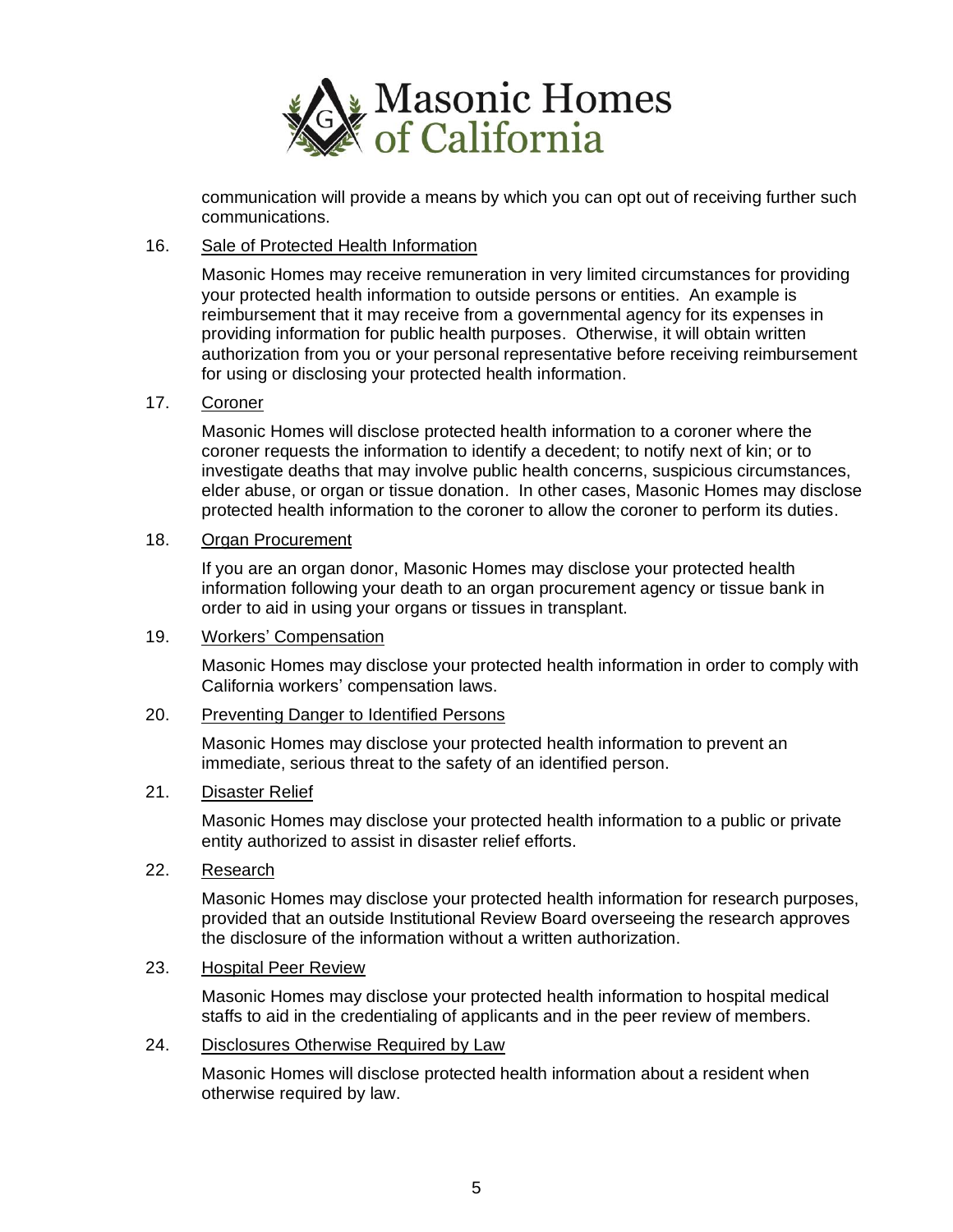communication will provide a means by which you can opt out of receiving further such communications.

16. Sale of Protected Health Information

    Masonic Homes may receive remuneration in very limited circumstances for providing your protected health information to outside persons or entities. An example is reimbursement that it may receive from a governmental agency for its expenses in providing information for public health purposes. Otherwise, it will obtain written authorization from you or your personal representative before receiving reimbursement for using or disclosing your protected health information.

17. Coroner

    Masonic Homes will disclose protected health information to a coroner where the coroner requests the information to identify a decedent; to notify next of kin; or to investigate deaths that may involve public health concerns, suspicious circumstances, elder abuse, or organ or tissue donation. In other cases, Masonic Homes may disclose protected health information to the coroner to allow the coroner to perform its duties.

18. Organ Procurement

    If you are an organ donor, Masonic Homes may disclose your protected health information following your death to an organ procurement agency or tissue bank in order to aid in using your organs or tissues in transplant.

19. Workers' Compensation

    Masonic Homes may disclose your protected health information in order to comply with California workers' compensation laws.

20. Preventing Danger to Identified Persons

    Masonic Homes may disclose your protected health information to prevent an immediate, serious threat to the safety of an identified person.

21. Disaster Relief

    Masonic Homes may disclose your protected health information to a public or private entity authorized to assist in disaster relief efforts.

22. Research

    Masonic Homes may disclose your protected health information for research purposes, provided that an outside Institutional Review Board overseeing the research approves the disclosure of the information without a written authorization.

23. Hospital Peer Review

    Masonic Homes may disclose your protected health information to hospital medical staffs to aid in the credentialing of applicants and in the peer review of members.

24. Disclosures Otherwise Required by Law

    Masonic Homes will disclose protected health information about a resident when otherwise required by law.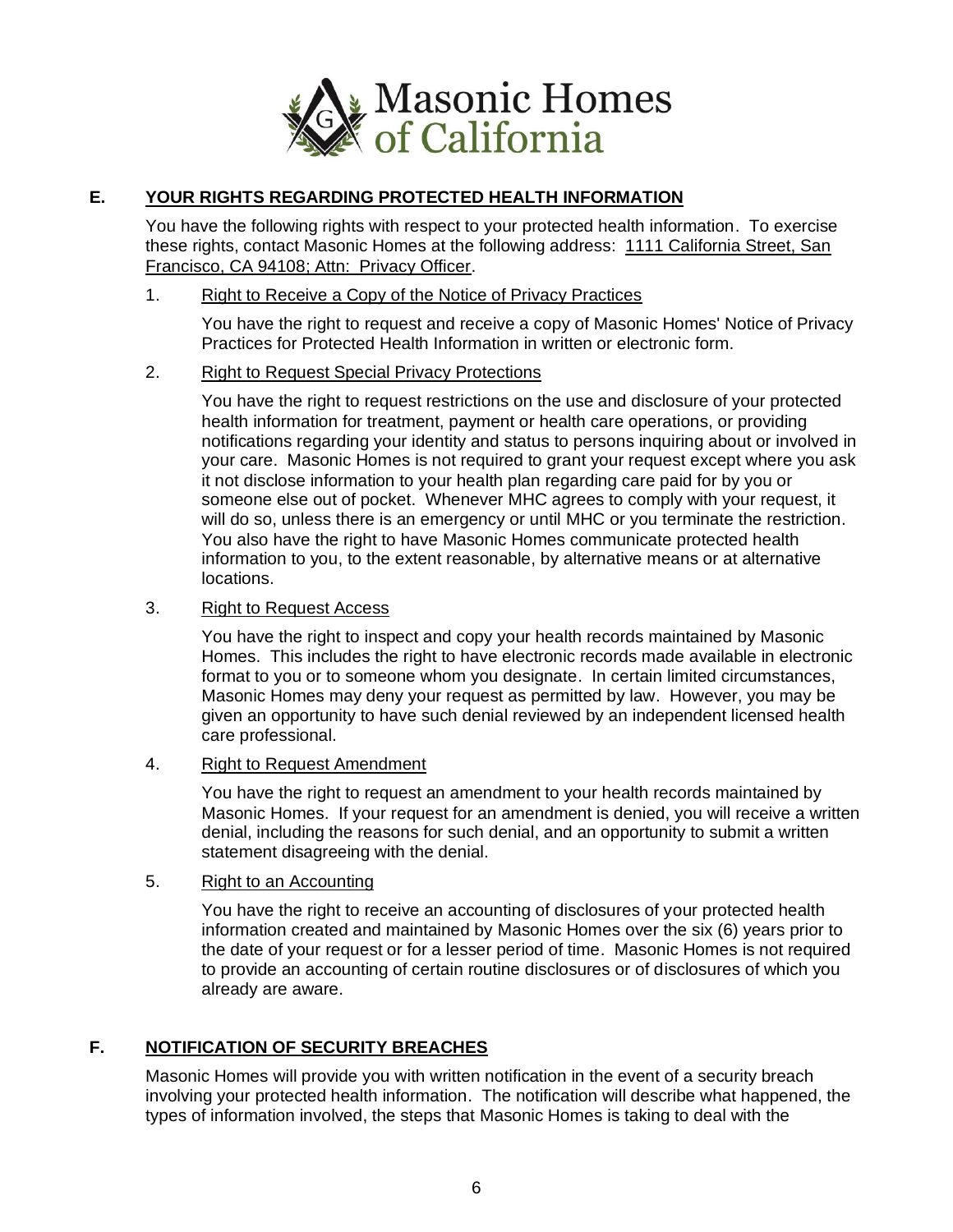## E. YOUR RIGHTS REGARDING PROTECTED HEALTH INFORMATION

You have the following rights with respect to your protected health information. To exercise these rights, contact Masonic Homes at the following address: 1111 California Street, San Francisco, CA 94108; Attn: Privacy Officer.

1. Right to Receive a Copy of the Notice of Privacy Practices

   You have the right to request and receive a copy of Masonic Homes' Notice of Privacy Practices for Protected Health Information in written or electronic form.

2. Right to Request Special Privacy Protections

   You have the right to request restrictions on the use and disclosure of your protected health information for treatment, payment or health care operations, or providing notifications regarding your identity and status to persons inquiring about or involved in your care. Masonic Homes is not required to grant your request except where you ask it not disclose information to your health plan regarding care paid for by you or someone else out of pocket. Whenever MHC agrees to comply with your request, it will do so, unless there is an emergency or until MHC or you terminate the restriction. You also have the right to have Masonic Homes communicate protected health information to you, to the extent reasonable, by alternative means or at alternative locations.

3. Right to Request Access

   You have the right to inspect and copy your health records maintained by Masonic Homes. This includes the right to have electronic records made available in electronic format to you or to someone whom you designate. In certain limited circumstances, Masonic Homes may deny your request as permitted by law. However, you may be given an opportunity to have such denial reviewed by an independent licensed health care professional.

4. Right to Request Amendment

   You have the right to request an amendment to your health records maintained by Masonic Homes. If your request for an amendment is denied, you will receive a written denial, including the reasons for such denial, and an opportunity to submit a written statement disagreeing with the denial.

5. Right to an Accounting

   You have the right to receive an accounting of disclosures of your protected health information created and maintained by Masonic Homes over the six (6) years prior to the date of your request or for a lesser period of time. Masonic Homes is not required to provide an accounting of certain routine disclosures or of disclosures of which you already are aware.

## F. NOTIFICATION OF SECURITY BREACHES

Masonic Homes will provide you with written notification in the event of a security breach involving your protected health information. The notification will describe what happened, the types of information involved, the steps that Masonic Homes is taking to deal with the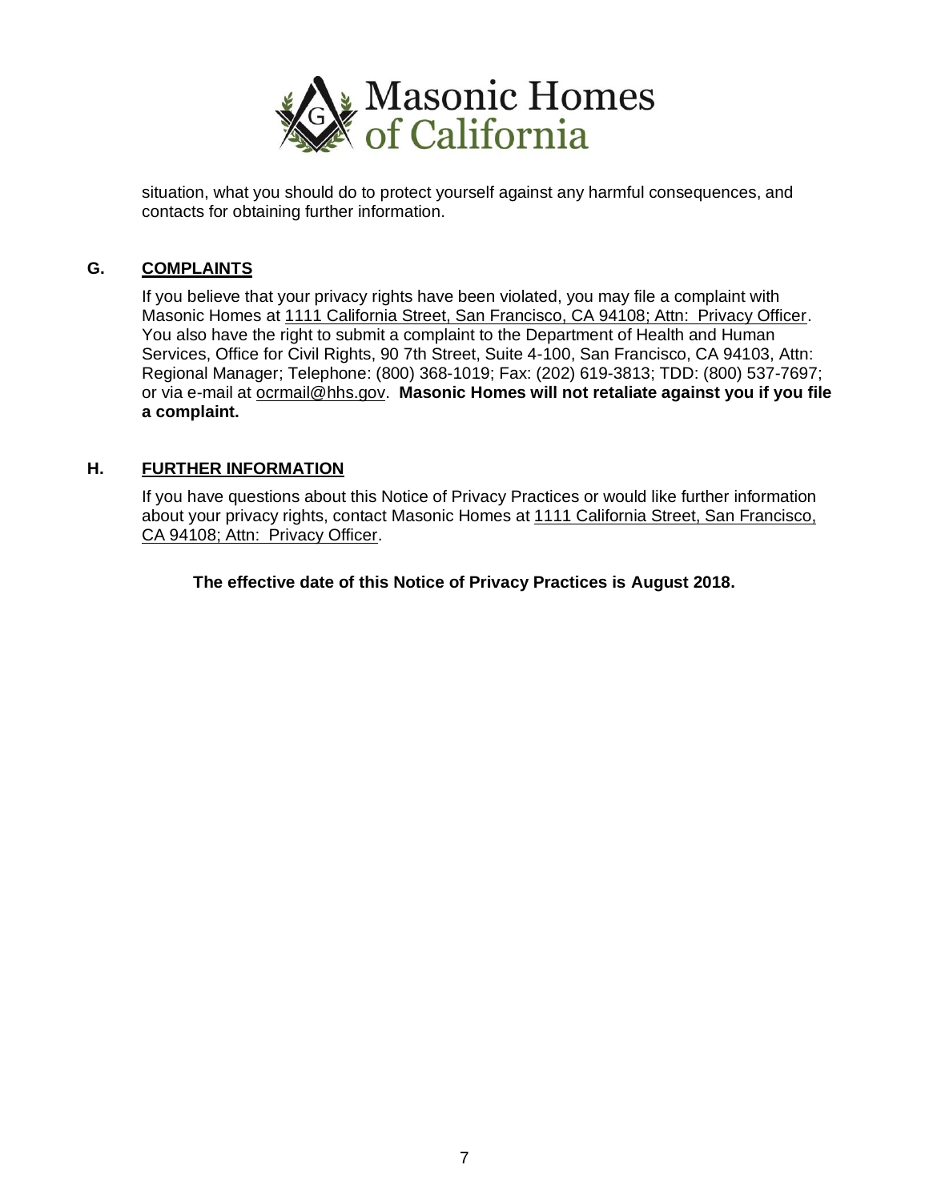situation, what you should do to protect yourself against any harmful consequences, and contacts for obtaining further information.

## G. COMPLAINTS

If you believe that your privacy rights have been violated, you may file a complaint with Masonic Homes at 1111 California Street, San Francisco, CA 94108; Attn: Privacy Officer. You also have the right to submit a complaint to the Department of Health and Human Services, Office for Civil Rights, 90 7th Street, Suite 4-100, San Francisco, CA 94103, Attn: Regional Manager; Telephone: (800) 368-1019; Fax: (202) 619-3813; TDD: (800) 537-7697; or via e-mail at ocrmail@hhs.gov. **Masonic Homes will not retaliate against you if you file a complaint.**

## H. FURTHER INFORMATION

If you have questions about this Notice of Privacy Practices or would like further information about your privacy rights, contact Masonic Homes at 1111 California Street, San Francisco, CA 94108; Attn: Privacy Officer.

**The effective date of this Notice of Privacy Practices is August 2018.**